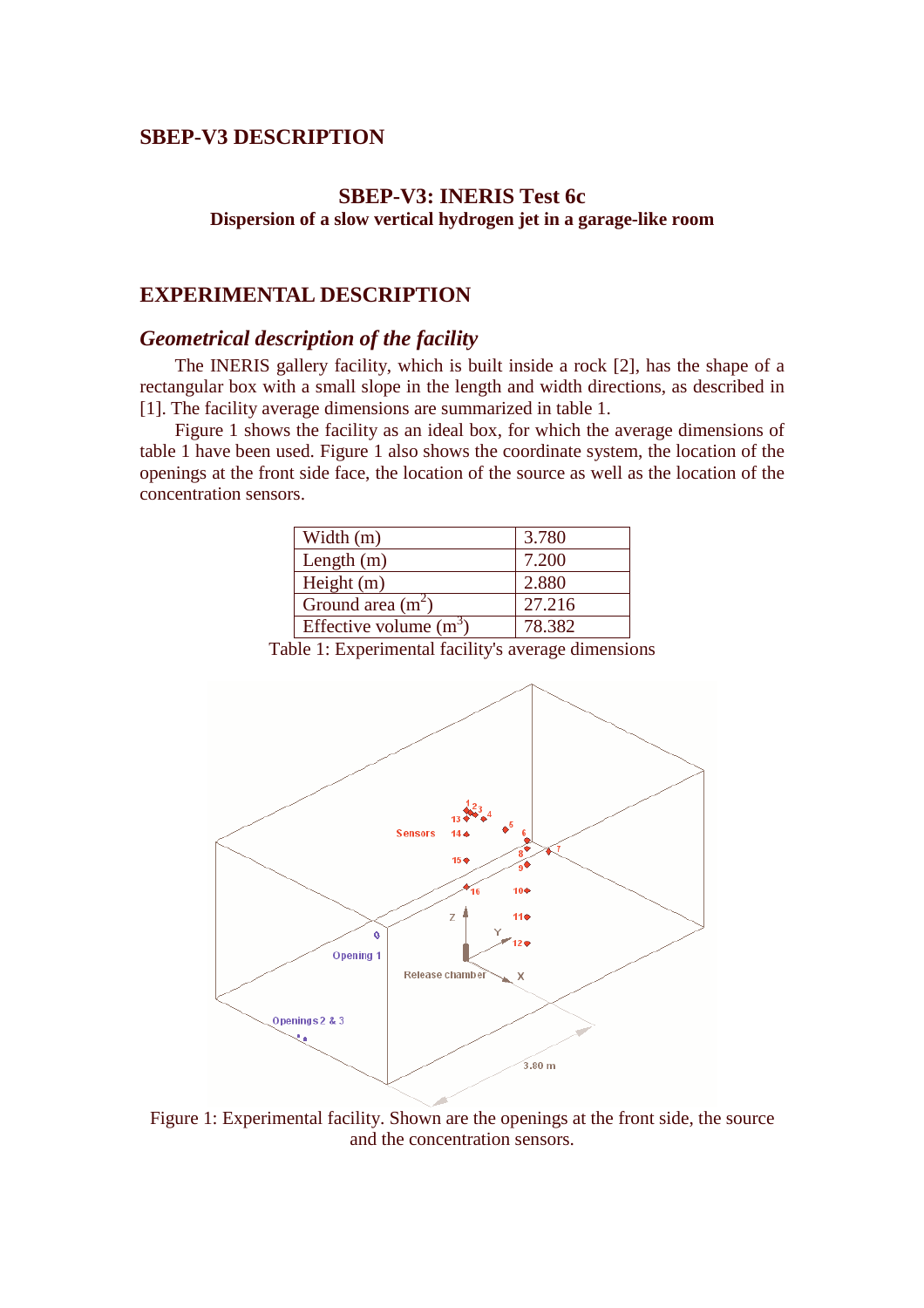## SBEP-V3 DESCRIPTION

### SBEP-V3: INERIS Test 6c

**Dispersion of a slow vertical hydrogen jet in a garage-like room**

## EXPERIMENTAL DESCRIPTION

### *Geometrical description of the facility*

The INERIS gallery facility, which is built inside a rock [2], has the shape of a rectangular box with a small slope in the length and width directions, as described in [1]. The facility average dimensions are summarized in table 1.

Figure 1 shows the facility as an ideal box, for which the average dimensions of table 1 have been used. Figure 1 also shows the coordinate system, the location of the openings at the front side face, the location of the source as well as the location of the concentration sensors.

| | |
|---|---|
| Width (m) | 3.780 |
| Length (m) | 7.200 |
| Height (m) | 2.880 |
| Ground area ($m^2$) | 27.216 |
| Effective volume ($m^3$) | 78.382 |

Table 1: Experimental facility's average dimensions

Figure 1: Experimental facility. Shown are the openings at the front side, the source and the concentration sensors.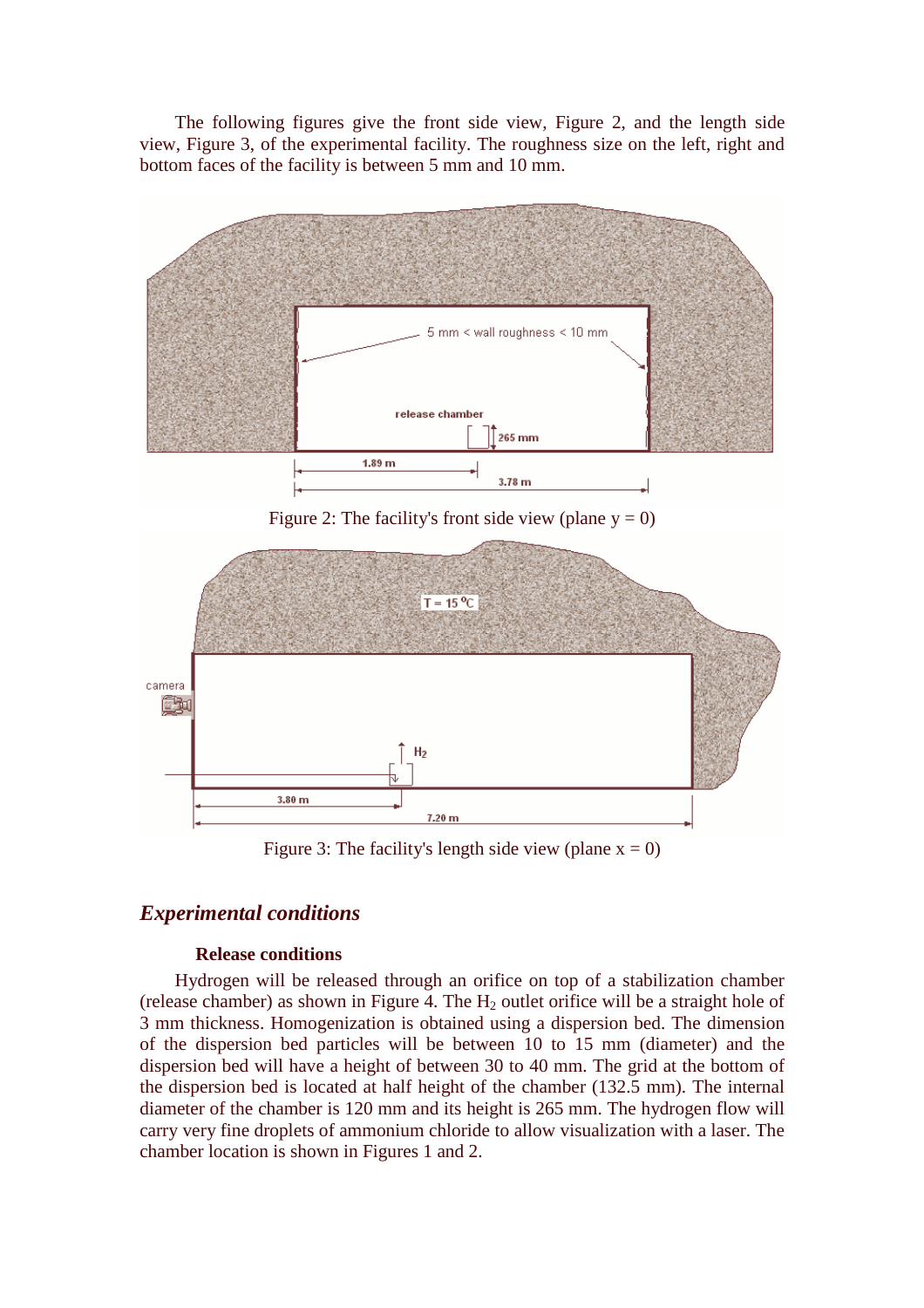The following figures give the front side view, Figure 2, and the length side view, Figure 3, of the experimental facility. The roughness size on the left, right and bottom faces of the facility is between 5 mm and 10 mm.

Figure 2: The facility's front side view (plane y = 0)

Figure 3: The facility's length side view (plane x = 0)

## *Experimental conditions*

### Release conditions

Hydrogen will be released through an orifice on top of a stabilization chamber (release chamber) as shown in Figure 4. The $H_2$ outlet orifice will be a straight hole of 3 mm thickness. Homogenization is obtained using a dispersion bed. The dimension of the dispersion bed particles will be between 10 to 15 mm (diameter) and the dispersion bed will have a height of between 30 to 40 mm. The grid at the bottom of the dispersion bed is located at half height of the chamber (132.5 mm). The internal diameter of the chamber is 120 mm and its height is 265 mm. The hydrogen flow will carry very fine droplets of ammonium chloride to allow visualization with a laser. The chamber location is shown in Figures 1 and 2.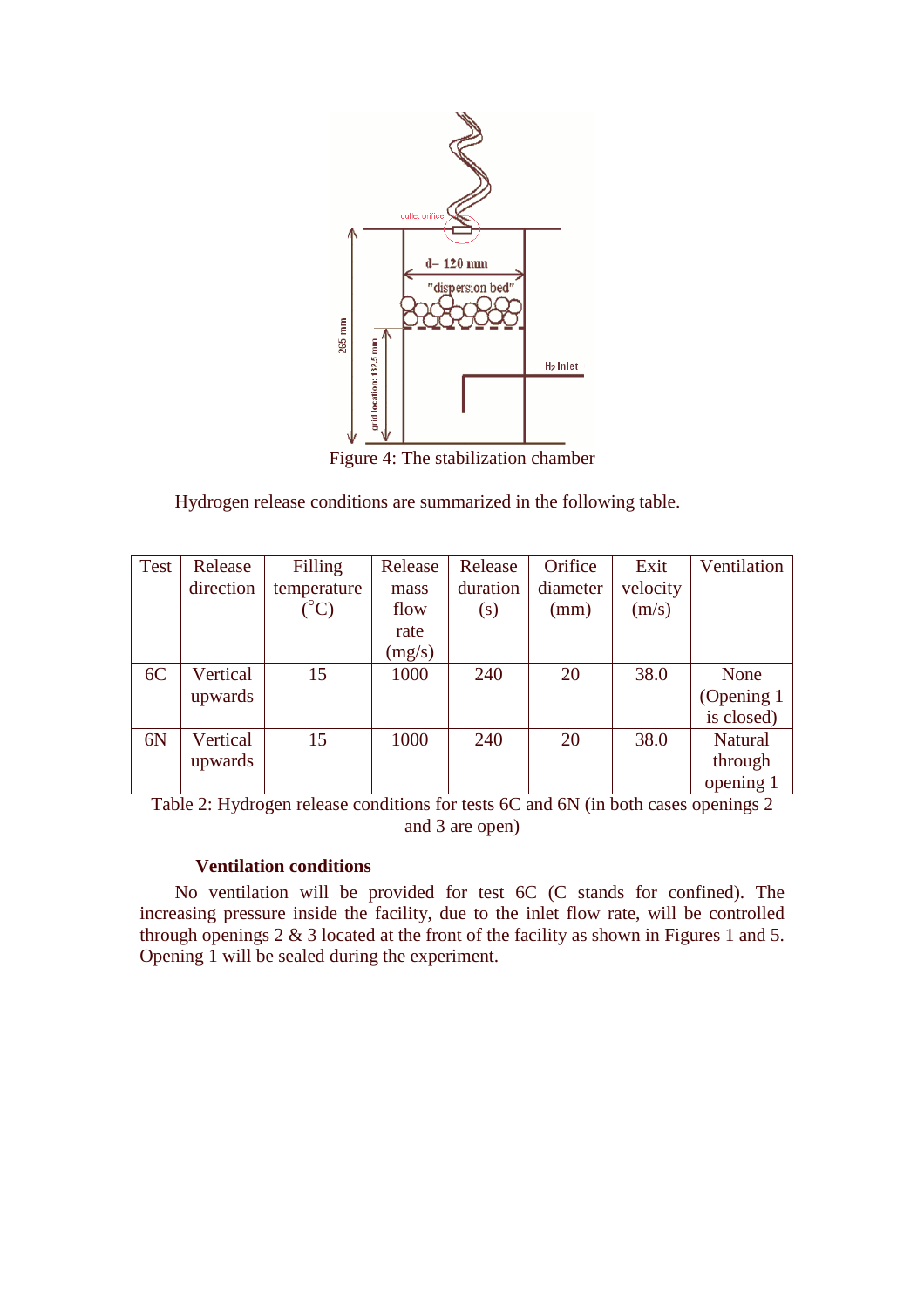Figure 4: The stabilization chamber

Hydrogen release conditions are summarized in the following table.

| Test | Release direction | Filling temperature (°C) | Release mass flow rate (mg/s) | Release duration (s) | Orifice diameter (mm) | Exit velocity (m/s) | Ventilation |
|---|---|---|---|---|---|---|---|
| 6C | Vertical upwards | 15 | 1000 | 240 | 20 | 38.0 | None (Opening 1 is closed) |
| 6N | Vertical upwards | 15 | 1000 | 240 | 20 | 38.0 | Natural through opening 1 |

Table 2: Hydrogen release conditions for tests 6C and 6N (in both cases openings 2 and 3 are open)

**Ventilation conditions**

No ventilation will be provided for test 6C (C stands for confined). The increasing pressure inside the facility, due to the inlet flow rate, will be controlled through openings 2 & 3 located at the front of the facility as shown in Figures 1 and 5. Opening 1 will be sealed during the experiment.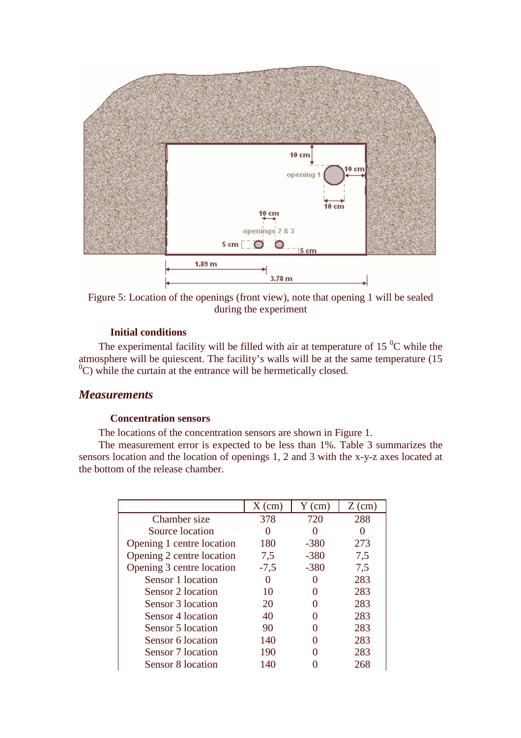Figure 5: Location of the openings (front view), note that opening 1 will be sealed during the experiment

#### Initial conditions

The experimental facility will be filled with air at temperature of 15 $^0$C while the atmosphere will be quiescent. The facility's walls will be at the same temperature (15 $^0$C) while the curtain at the entrance will be hermetically closed.

## *Measurements*

#### Concentration sensors

The locations of the concentration sensors are shown in Figure 1.

The measurement error is expected to be less than 1%. Table 3 summarizes the sensors location and the location of openings 1, 2 and 3 with the x-y-z axes located at the bottom of the release chamber.

| | X (cm) | Y (cm) | Z (cm) |
|---|---|---|---|
| Chamber size | 378 | 720 | 288 |
| Source location | 0 | 0 | 0 |
| Opening 1 centre location | 180 | -380 | 273 |
| Opening 2 centre location | 7,5 | -380 | 7,5 |
| Opening 3 centre location | -7,5 | -380 | 7,5 |
| Sensor 1 location | 0 | 0 | 283 |
| Sensor 2 location | 10 | 0 | 283 |
| Sensor 3 location | 20 | 0 | 283 |
| Sensor 4 location | 40 | 0 | 283 |
| Sensor 5 location | 90 | 0 | 283 |
| Sensor 6 location | 140 | 0 | 283 |
| Sensor 7 location | 190 | 0 | 283 |
| Sensor 8 location | 140 | 0 | 268 |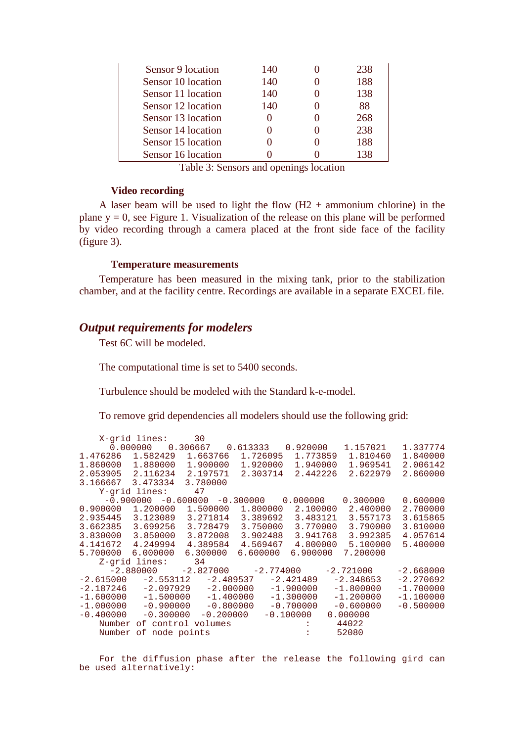| | | | |
|---|---|---|---|
| Sensor 9 location | 140 | 0 | 238 |
| Sensor 10 location | 140 | 0 | 188 |
| Sensor 11 location | 140 | 0 | 138 |
| Sensor 12 location | 140 | 0 | 88 |
| Sensor 13 location | 0 | 0 | 268 |
| Sensor 14 location | 0 | 0 | 238 |
| Sensor 15 location | 0 | 0 | 188 |
| Sensor 16 location | 0 | 0 | 138 |

Table 3: Sensors and openings location

#### Video recording

A laser beam will be used to light the flow (H2 + ammonium chlorine) in the plane y = 0, see Figure 1. Visualization of the release on this plane will be performed by video recording through a camera placed at the front side face of the facility (figure 3).

#### Temperature measurements

Temperature has been measured in the mixing tank, prior to the stabilization chamber, and at the facility centre. Recordings are available in a separate EXCEL file.

## *Output requirements for modelers*

Test 6C will be modeled.

The computational time is set to 5400 seconds.

Turbulence should be modeled with the Standard k-e-model.

To remove grid dependencies all modelers should use the following grid:

```
    X-grid lines:     30
      0.000000    0.306667    0.613333    0.920000    1.157021    1.337774
1.476286  1.582429  1.663766  1.726095  1.773859  1.810460  1.840000
1.860000  1.880000  1.900000  1.920000  1.940000  1.969541  2.006142
2.053905  2.116234  2.197571  2.303714  2.442226  2.622979  2.860000
3.166667  3.473334  3.780000
    Y-grid lines:     47
     -0.900000  -0.600000  -0.300000    0.000000    0.300000    0.600000
0.900000  1.200000  1.500000  1.800000  2.100000  2.400000  2.700000
2.935445  3.123089  3.271814  3.389692  3.483121  3.557173  3.615865
3.662385  3.699256  3.728479  3.750000  3.770000  3.790000  3.810000
3.830000  3.850000  3.872008  3.902488  3.941768  3.992385  4.057614
4.141672  4.249994  4.389584  4.569467  4.800000  5.100000  5.400000
5.700000  6.000000  6.300000  6.600000  6.900000  7.200000
    Z-grid lines:     34
     -2.880000    -2.827000    -2.774000    -2.721000    -2.668000
-2.615000   -2.553112   -2.489537   -2.421489   -2.348653   -2.270692
-2.187246   -2.097929   -2.000000   -1.900000   -1.800000   -1.700000
-1.600000   -1.500000   -1.400000   -1.300000   -1.200000   -1.100000
-1.000000   -0.900000   -0.800000   -0.700000   -0.600000   -0.500000
-0.400000   -0.300000  -0.200000   -0.100000   0.000000
    Number of control volumes             :     44022
    Number of node points                 :     52080
```

```
    For the diffusion phase after the release the following gird can
be used alternatively:
```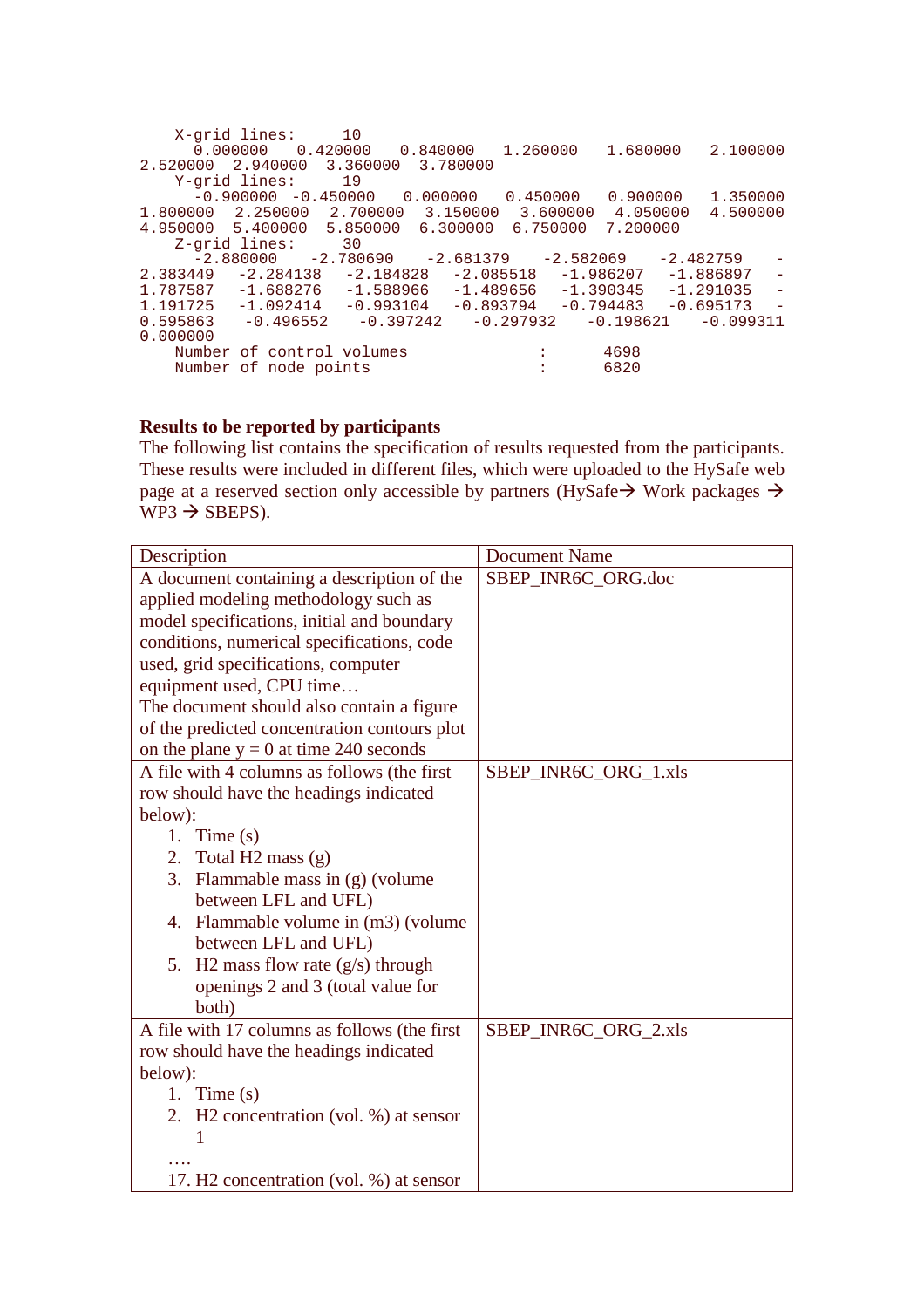```
    X-grid lines:      10
      0.000000    0.420000    0.840000    1.260000    1.680000    2.100000
2.520000  2.940000  3.360000  3.780000
    Y-grid lines:      19
     -0.900000  -0.450000    0.000000    0.450000    0.900000    1.350000
1.800000  2.250000  2.700000  3.150000  3.600000  4.050000  4.500000
4.950000  5.400000  5.850000  6.300000  6.750000  7.200000
    Z-grid lines:      30
     -2.880000    -2.780690    -2.681379    -2.582069    -2.482759    -
2.383449   -2.284138   -2.184828   -2.085518   -1.986207   -1.886897   -
1.787587   -1.688276   -1.588966   -1.489656   -1.390345   -1.291035   -
1.191725   -1.092414   -0.993104   -0.893794   -0.794483   -0.695173   -
0.595863    -0.496552    -0.397242    -0.297932    -0.198621    -0.099311
0.000000
    Number of control volumes                :      4698
    Number of node points                    :      6820
```

**Results to be reported by participants**

The following list contains the specification of results requested from the participants. These results were included in different files, which were uploaded to the HySafe web page at a reserved section only accessible by partners (HySafe→ Work packages → WP3 → SBEPS).

| Description | Document Name |
|---|---|
| A document containing a description of the applied modeling methodology such as model specifications, initial and boundary conditions, numerical specifications, code used, grid specifications, computer equipment used, CPU time… The document should also contain a figure of the predicted concentration contours plot on the plane y = 0 at time 240 seconds | SBEP_INR6C_ORG.doc |
| A file with 4 columns as follows (the first row should have the headings indicated below): 1. Time (s) 2. Total H2 mass (g) 3. Flammable mass in (g) (volume between LFL and UFL) 4. Flammable volume in (m3) (volume between LFL and UFL) 5. H2 mass flow rate (g/s) through openings 2 and 3 (total value for both) | SBEP_INR6C_ORG_1.xls |
| A file with 17 columns as follows (the first row should have the headings indicated below): 1. Time (s) 2. H2 concentration (vol. %) at sensor 1 …. 17. H2 concentration (vol. %) at sensor | SBEP_INR6C_ORG_2.xls |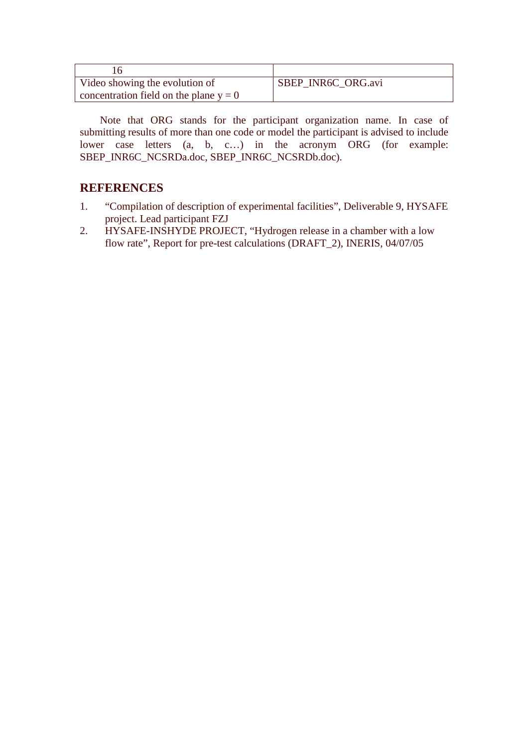| 16 | |
| --- | --- |
| Video showing the evolution of concentration field on the plane y = 0 | SBEP_INR6C_ORG.avi |

Note that ORG stands for the participant organization name. In case of submitting results of more than one code or model the participant is advised to include lower case letters (a, b, c…) in the acronym ORG (for example: SBEP_INR6C_NCSRDa.doc, SBEP_INR6C_NCSRDb.doc).

## REFERENCES

1. "Compilation of description of experimental facilities", Deliverable 9, HYSAFE project. Lead participant FZJ
2. HYSAFE-INSHYDE PROJECT, "Hydrogen release in a chamber with a low flow rate", Report for pre-test calculations (DRAFT_2), INERIS, 04/07/05